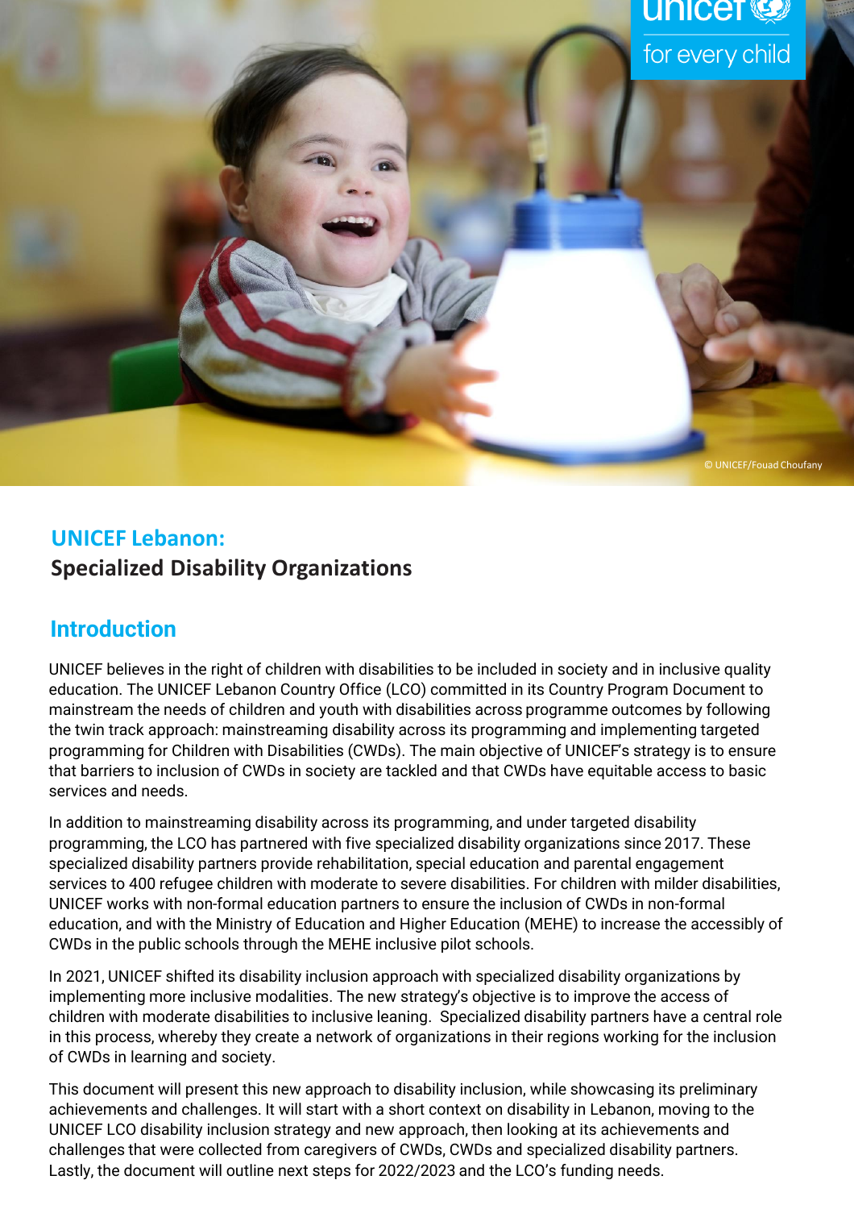# UNICEF Lebanon:

**Specialized Disability Organizations**

## Introduction

UNICEF believes in the right of children with disabilities to be included in society and in inclusive quality education. The UNICEF Lebanon Country Office (LCO) committed in its Country Program Document to mainstream the needs of children and youth with disabilities across programme outcomes by following the twin track approach: mainstreaming disability across its programming and implementing targeted programming for Children with Disabilities (CWDs). The main objective of UNICEF's strategy is to ensure that barriers to inclusion of CWDs in society are tackled and that CWDs have equitable access to basic services and needs.

In addition to mainstreaming disability across its programming, and under targeted disability programming, the LCO has partnered with five specialized disability organizations since 2017. These specialized disability partners provide rehabilitation, special education and parental engagement services to 400 refugee children with moderate to severe disabilities. For children with milder disabilities, UNICEF works with non-formal education partners to ensure the inclusion of CWDs in non-formal education, and with the Ministry of Education and Higher Education (MEHE) to increase the accessibly of CWDs in the public schools through the MEHE inclusive pilot schools.

In 2021, UNICEF shifted its disability inclusion approach with specialized disability organizations by implementing more inclusive modalities. The new strategy's objective is to improve the access of children with moderate disabilities to inclusive leaning. Specialized disability partners have a central role in this process, whereby they create a network of organizations in their regions working for the inclusion of CWDs in learning and society.

This document will present this new approach to disability inclusion, while showcasing its preliminary achievements and challenges. It will start with a short context on disability in Lebanon, moving to the UNICEF LCO disability inclusion strategy and new approach, then looking at its achievements and challenges that were collected from caregivers of CWDs, CWDs and specialized disability partners. Lastly, the document will outline next steps for 2022/2023 and the LCO's funding needs.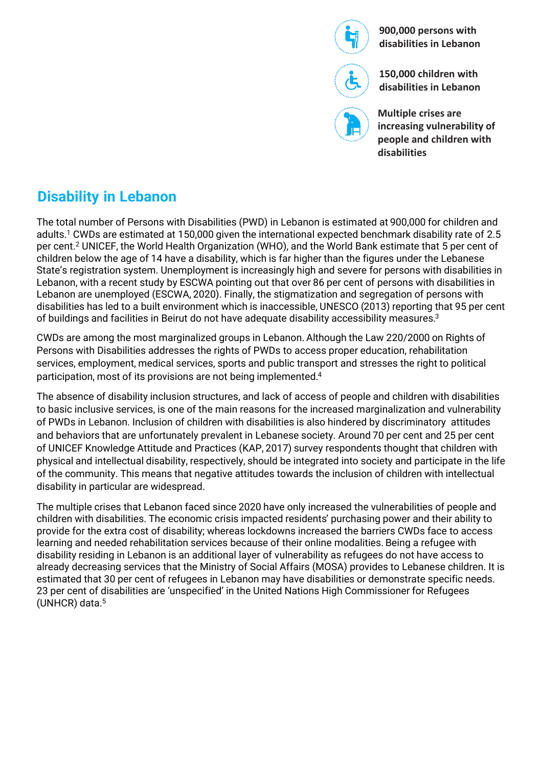**900,000 persons with disabilities in Lebanon**

**150,000 children with disabilities in Lebanon**

**Multiple crises are increasing vulnerability of people and children with disabilities**

## Disability in Lebanon

The total number of Persons with Disabilities (PWD) in Lebanon is estimated at 900,000 for children and adults.[1] CWDs are estimated at 150,000 given the international expected benchmark disability rate of 2.5 per cent.[2] UNICEF, the World Health Organization (WHO), and the World Bank estimate that 5 per cent of children below the age of 14 have a disability, which is far higher than the figures under the Lebanese State's registration system. Unemployment is increasingly high and severe for persons with disabilities in Lebanon, with a recent study by ESCWA pointing out that over 86 per cent of persons with disabilities in Lebanon are unemployed (ESCWA, 2020). Finally, the stigmatization and segregation of persons with disabilities has led to a built environment which is inaccessible, UNESCO (2013) reporting that 95 per cent of buildings and facilities in Beirut do not have adequate disability accessibility measures.[3]

CWDs are among the most marginalized groups in Lebanon. Although the Law 220/2000 on Rights of Persons with Disabilities addresses the rights of PWDs to access proper education, rehabilitation services, employment, medical services, sports and public transport and stresses the right to political participation, most of its provisions are not being implemented.[4]

The absence of disability inclusion structures, and lack of access of people and children with disabilities to basic inclusive services, is one of the main reasons for the increased marginalization and vulnerability of PWDs in Lebanon. Inclusion of children with disabilities is also hindered by discriminatory attitudes and behaviors that are unfortunately prevalent in Lebanese society. Around 70 per cent and 25 per cent of UNICEF Knowledge Attitude and Practices (KAP, 2017) survey respondents thought that children with physical and intellectual disability, respectively, should be integrated into society and participate in the life of the community. This means that negative attitudes towards the inclusion of children with intellectual disability in particular are widespread.

The multiple crises that Lebanon faced since 2020 have only increased the vulnerabilities of people and children with disabilities. The economic crisis impacted residents' purchasing power and their ability to provide for the extra cost of disability; whereas lockdowns increased the barriers CWDs face to access learning and needed rehabilitation services because of their online modalities. Being a refugee with disability residing in Lebanon is an additional layer of vulnerability as refugees do not have access to already decreasing services that the Ministry of Social Affairs (MOSA) provides to Lebanese children. It is estimated that 30 per cent of refugees in Lebanon may have disabilities or demonstrate specific needs. 23 per cent of disabilities are 'unspecified' in the United Nations High Commissioner for Refugees (UNHCR) data.[5]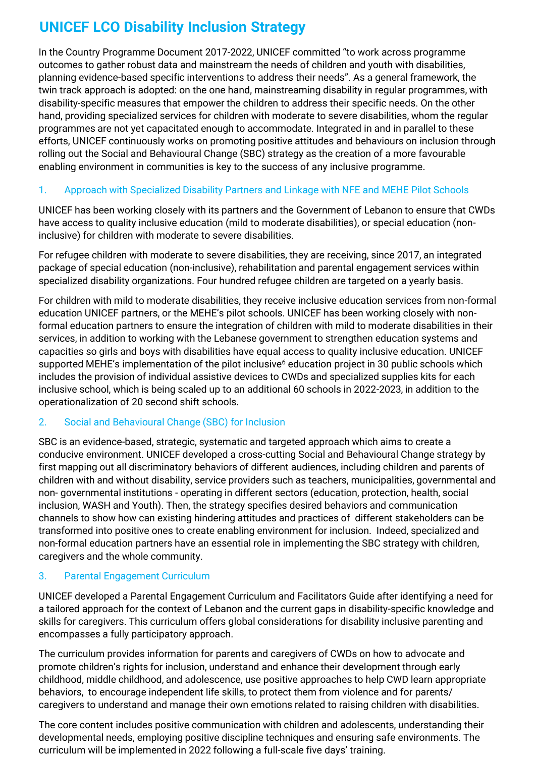# UNICEF LCO Disability Inclusion Strategy

In the Country Programme Document 2017-2022, UNICEF committed "to work across programme outcomes to gather robust data and mainstream the needs of children and youth with disabilities, planning evidence-based specific interventions to address their needs". As a general framework, the twin track approach is adopted: on the one hand, mainstreaming disability in regular programmes, with disability-specific measures that empower the children to address their specific needs. On the other hand, providing specialized services for children with moderate to severe disabilities, whom the regular programmes are not yet capacitated enough to accommodate. Integrated in and in parallel to these efforts, UNICEF continuously works on promoting positive attitudes and behaviours on inclusion through rolling out the Social and Behavioural Change (SBC) strategy as the creation of a more favourable enabling environment in communities is key to the success of any inclusive programme.

## 1. Approach with Specialized Disability Partners and Linkage with NFE and MEHE Pilot Schools

UNICEF has been working closely with its partners and the Government of Lebanon to ensure that CWDs have access to quality inclusive education (mild to moderate disabilities), or special education (non-inclusive) for children with moderate to severe disabilities.

For refugee children with moderate to severe disabilities, they are receiving, since 2017, an integrated package of special education (non-inclusive), rehabilitation and parental engagement services within specialized disability organizations. Four hundred refugee children are targeted on a yearly basis.

For children with mild to moderate disabilities, they receive inclusive education services from non-formal education UNICEF partners, or the MEHE's pilot schools. UNICEF has been working closely with non-formal education partners to ensure the integration of children with mild to moderate disabilities in their services, in addition to working with the Lebanese government to strengthen education systems and capacities so girls and boys with disabilities have equal access to quality inclusive education. UNICEF supported MEHE's implementation of the pilot inclusive[6] education project in 30 public schools which includes the provision of individual assistive devices to CWDs and specialized supplies kits for each inclusive school, which is being scaled up to an additional 60 schools in 2022-2023, in addition to the operationalization of 20 second shift schools.

## 2. Social and Behavioural Change (SBC) for Inclusion

SBC is an evidence-based, strategic, systematic and targeted approach which aims to create a conducive environment. UNICEF developed a cross-cutting Social and Behavioural Change strategy by first mapping out all discriminatory behaviors of different audiences, including children and parents of children with and without disability, service providers such as teachers, municipalities, governmental and non- governmental institutions - operating in different sectors (education, protection, health, social inclusion, WASH and Youth). Then, the strategy specifies desired behaviors and communication channels to show how can existing hindering attitudes and practices of different stakeholders can be transformed into positive ones to create enabling environment for inclusion. Indeed, specialized and non-formal education partners have an essential role in implementing the SBC strategy with children, caregivers and the whole community.

## 3. Parental Engagement Curriculum

UNICEF developed a Parental Engagement Curriculum and Facilitators Guide after identifying a need for a tailored approach for the context of Lebanon and the current gaps in disability-specific knowledge and skills for caregivers. This curriculum offers global considerations for disability inclusive parenting and encompasses a fully participatory approach.

The curriculum provides information for parents and caregivers of CWDs on how to advocate and promote children's rights for inclusion, understand and enhance their development through early childhood, middle childhood, and adolescence, use positive approaches to help CWD learn appropriate behaviors, to encourage independent life skills, to protect them from violence and for parents/ caregivers to understand and manage their own emotions related to raising children with disabilities.

The core content includes positive communication with children and adolescents, understanding their developmental needs, employing positive discipline techniques and ensuring safe environments. The curriculum will be implemented in 2022 following a full-scale five days' training.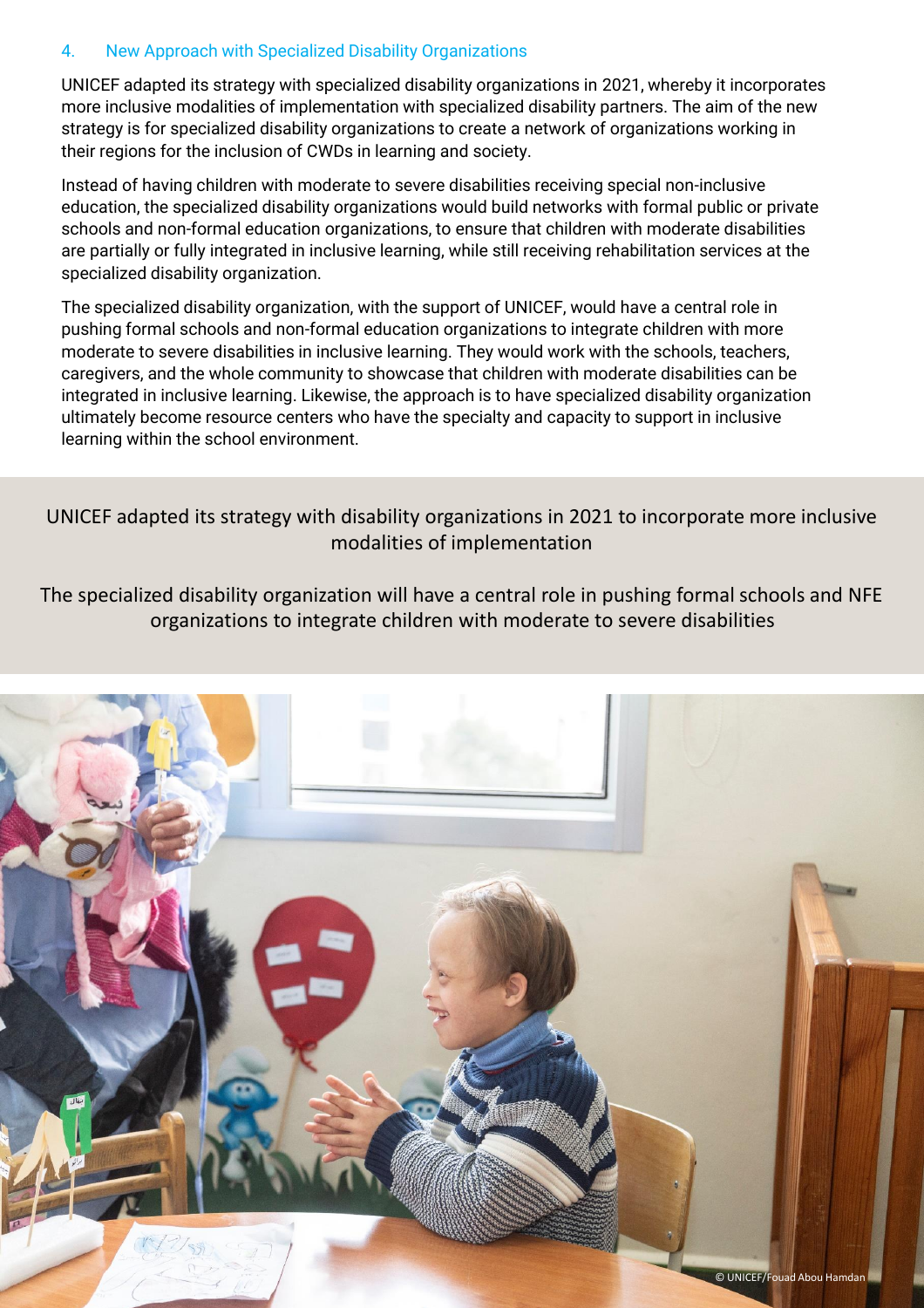## 4. New Approach with Specialized Disability Organizations

UNICEF adapted its strategy with specialized disability organizations in 2021, whereby it incorporates more inclusive modalities of implementation with specialized disability partners. The aim of the new strategy is for specialized disability organizations to create a network of organizations working in their regions for the inclusion of CWDs in learning and society.

Instead of having children with moderate to severe disabilities receiving special non-inclusive education, the specialized disability organizations would build networks with formal public or private schools and non-formal education organizations, to ensure that children with moderate disabilities are partially or fully integrated in inclusive learning, while still receiving rehabilitation services at the specialized disability organization.

The specialized disability organization, with the support of UNICEF, would have a central role in pushing formal schools and non-formal education organizations to integrate children with more moderate to severe disabilities in inclusive learning. They would work with the schools, teachers, caregivers, and the whole community to showcase that children with moderate disabilities can be integrated in inclusive learning. Likewise, the approach is to have specialized disability organization ultimately become resource centers who have the specialty and capacity to support in inclusive learning within the school environment.

UNICEF adapted its strategy with disability organizations in 2021 to incorporate more inclusive modalities of implementation

The specialized disability organization will have a central role in pushing formal schools and NFE organizations to integrate children with moderate to severe disabilities

© UNICEF/Fouad Abou Hamdan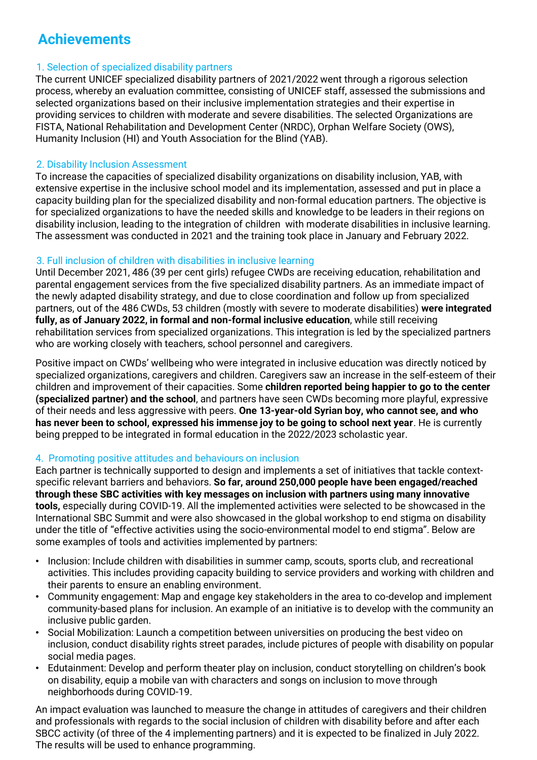# Achievements

## 1. Selection of specialized disability partners

The current UNICEF specialized disability partners of 2021/2022 went through a rigorous selection process, whereby an evaluation committee, consisting of UNICEF staff, assessed the submissions and selected organizations based on their inclusive implementation strategies and their expertise in providing services to children with moderate and severe disabilities. The selected Organizations are FISTA, National Rehabilitation and Development Center (NRDC), Orphan Welfare Society (OWS), Humanity Inclusion (HI) and Youth Association for the Blind (YAB).

## 2. Disability Inclusion Assessment

To increase the capacities of specialized disability organizations on disability inclusion, YAB, with extensive expertise in the inclusive school model and its implementation, assessed and put in place a capacity building plan for the specialized disability and non-formal education partners. The objective is for specialized organizations to have the needed skills and knowledge to be leaders in their regions on disability inclusion, leading to the integration of children with moderate disabilities in inclusive learning. The assessment was conducted in 2021 and the training took place in January and February 2022.

## 3. Full inclusion of children with disabilities in inclusive learning

Until December 2021, 486 (39 per cent girls) refugee CWDs are receiving education, rehabilitation and parental engagement services from the five specialized disability partners. As an immediate impact of the newly adapted disability strategy, and due to close coordination and follow up from specialized partners, out of the 486 CWDs, 53 children (mostly with severe to moderate disabilities) **were integrated fully, as of January 2022, in formal and non-formal inclusive education**, while still receiving rehabilitation services from specialized organizations. This integration is led by the specialized partners who are working closely with teachers, school personnel and caregivers.

Positive impact on CWDs' wellbeing who were integrated in inclusive education was directly noticed by specialized organizations, caregivers and children. Caregivers saw an increase in the self-esteem of their children and improvement of their capacities. Some **children reported being happier to go to the center (specialized partner) and the school**, and partners have seen CWDs becoming more playful, expressive of their needs and less aggressive with peers. **One 13-year-old Syrian boy, who cannot see, and who has never been to school, expressed his immense joy to be going to school next year**. He is currently being prepped to be integrated in formal education in the 2022/2023 scholastic year.

## 4. Promoting positive attitudes and behaviours on inclusion

Each partner is technically supported to design and implements a set of initiatives that tackle context-specific relevant barriers and behaviors. **So far, around 250,000 people have been engaged/reached through these SBC activities with key messages on inclusion with partners using many innovative tools,** especially during COVID-19. All the implemented activities were selected to be showcased in the International SBC Summit and were also showcased in the global workshop to end stigma on disability under the title of "effective activities using the socio-environmental model to end stigma". Below are some examples of tools and activities implemented by partners:

- Inclusion: Include children with disabilities in summer camp, scouts, sports club, and recreational activities. This includes providing capacity building to service providers and working with children and their parents to ensure an enabling environment.
- Community engagement: Map and engage key stakeholders in the area to co-develop and implement community-based plans for inclusion. An example of an initiative is to develop with the community an inclusive public garden.
- Social Mobilization: Launch a competition between universities on producing the best video on inclusion, conduct disability rights street parades, include pictures of people with disability on popular social media pages.
- Edutainment: Develop and perform theater play on inclusion, conduct storytelling on children's book on disability, equip a mobile van with characters and songs on inclusion to move through neighborhoods during COVID-19.

An impact evaluation was launched to measure the change in attitudes of caregivers and their children and professionals with regards to the social inclusion of children with disability before and after each SBCC activity (of three of the 4 implementing partners) and it is expected to be finalized in July 2022. The results will be used to enhance programming.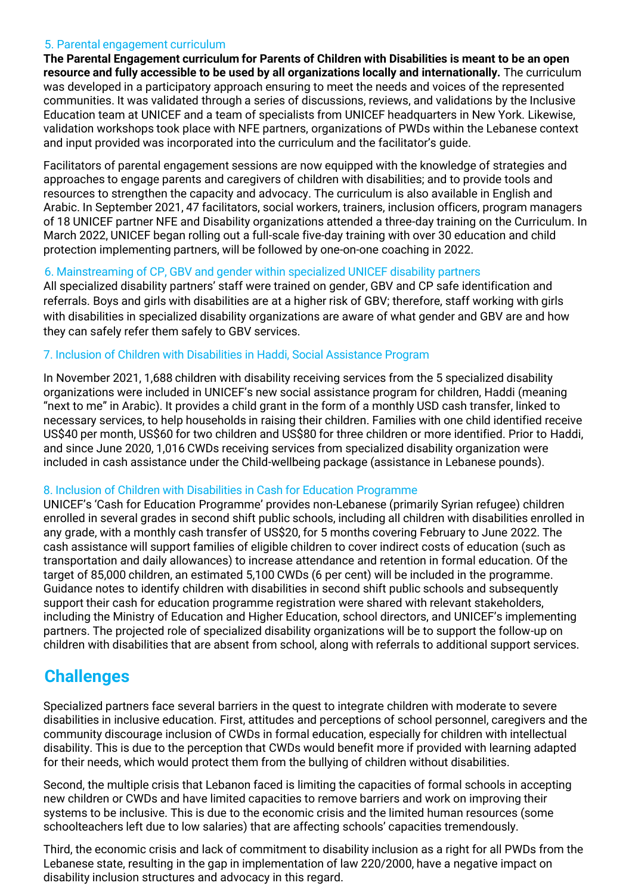### 5. Parental engagement curriculum

**The Parental Engagement curriculum for Parents of Children with Disabilities is meant to be an open resource and fully accessible to be used by all organizations locally and internationally.** The curriculum was developed in a participatory approach ensuring to meet the needs and voices of the represented communities. It was validated through a series of discussions, reviews, and validations by the Inclusive Education team at UNICEF and a team of specialists from UNICEF headquarters in New York. Likewise, validation workshops took place with NFE partners, organizations of PWDs within the Lebanese context and input provided was incorporated into the curriculum and the facilitator's guide.

Facilitators of parental engagement sessions are now equipped with the knowledge of strategies and approaches to engage parents and caregivers of children with disabilities; and to provide tools and resources to strengthen the capacity and advocacy. The curriculum is also available in English and Arabic. In September 2021, 47 facilitators, social workers, trainers, inclusion officers, program managers of 18 UNICEF partner NFE and Disability organizations attended a three-day training on the Curriculum. In March 2022, UNICEF began rolling out a full-scale five-day training with over 30 education and child protection implementing partners, will be followed by one-on-one coaching in 2022.

### 6. Mainstreaming of CP, GBV and gender within specialized UNICEF disability partners

All specialized disability partners' staff were trained on gender, GBV and CP safe identification and referrals. Boys and girls with disabilities are at a higher risk of GBV; therefore, staff working with girls with disabilities in specialized disability organizations are aware of what gender and GBV are and how they can safely refer them safely to GBV services.

### 7. Inclusion of Children with Disabilities in Haddi, Social Assistance Program

In November 2021, 1,688 children with disability receiving services from the 5 specialized disability organizations were included in UNICEF's new social assistance program for children, Haddi (meaning "next to me" in Arabic). It provides a child grant in the form of a monthly USD cash transfer, linked to necessary services, to help households in raising their children. Families with one child identified receive US$40 per month, US$60 for two children and US$80 for three children or more identified. Prior to Haddi, and since June 2020, 1,016 CWDs receiving services from specialized disability organization were included in cash assistance under the Child-wellbeing package (assistance in Lebanese pounds).

### 8. Inclusion of Children with Disabilities in Cash for Education Programme

UNICEF's 'Cash for Education Programme' provides non-Lebanese (primarily Syrian refugee) children enrolled in several grades in second shift public schools, including all children with disabilities enrolled in any grade, with a monthly cash transfer of US$20, for 5 months covering February to June 2022. The cash assistance will support families of eligible children to cover indirect costs of education (such as transportation and daily allowances) to increase attendance and retention in formal education. Of the target of 85,000 children, an estimated 5,100 CWDs (6 per cent) will be included in the programme. Guidance notes to identify children with disabilities in second shift public schools and subsequently support their cash for education programme registration were shared with relevant stakeholders, including the Ministry of Education and Higher Education, school directors, and UNICEF's implementing partners. The projected role of specialized disability organizations will be to support the follow-up on children with disabilities that are absent from school, along with referrals to additional support services.

## Challenges

Specialized partners face several barriers in the quest to integrate children with moderate to severe disabilities in inclusive education. First, attitudes and perceptions of school personnel, caregivers and the community discourage inclusion of CWDs in formal education, especially for children with intellectual disability. This is due to the perception that CWDs would benefit more if provided with learning adapted for their needs, which would protect them from the bullying of children without disabilities.

Second, the multiple crisis that Lebanon faced is limiting the capacities of formal schools in accepting new children or CWDs and have limited capacities to remove barriers and work on improving their systems to be inclusive. This is due to the economic crisis and the limited human resources (some schoolteachers left due to low salaries) that are affecting schools' capacities tremendously.

Third, the economic crisis and lack of commitment to disability inclusion as a right for all PWDs from the Lebanese state, resulting in the gap in implementation of law 220/2000, have a negative impact on disability inclusion structures and advocacy in this regard.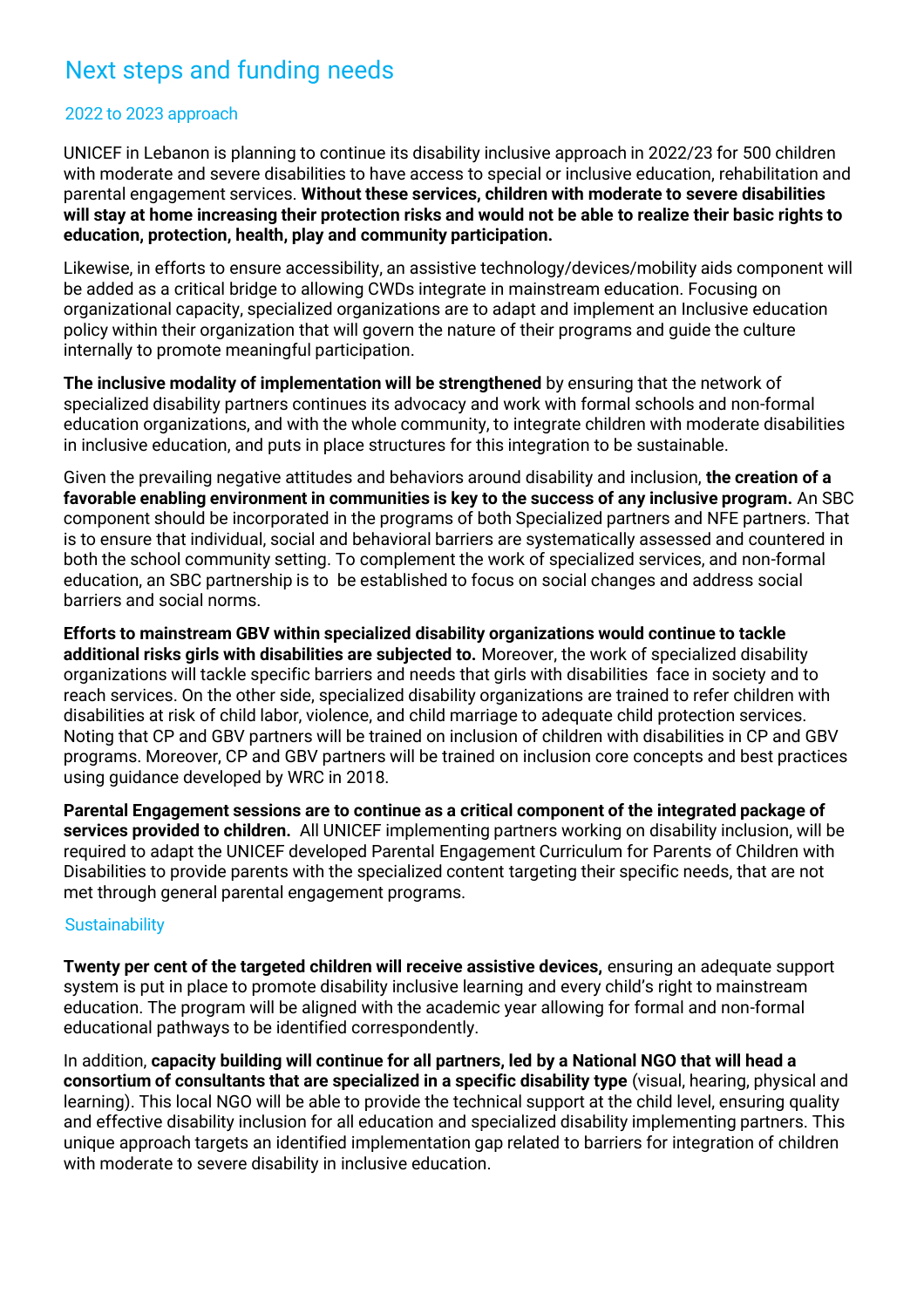# Next steps and funding needs

## 2022 to 2023 approach

UNICEF in Lebanon is planning to continue its disability inclusive approach in 2022/23 for 500 children with moderate and severe disabilities to have access to special or inclusive education, rehabilitation and parental engagement services. **Without these services, children with moderate to severe disabilities will stay at home increasing their protection risks and would not be able to realize their basic rights to education, protection, health, play and community participation.**

Likewise, in efforts to ensure accessibility, an assistive technology/devices/mobility aids component will be added as a critical bridge to allowing CWDs integrate in mainstream education. Focusing on organizational capacity, specialized organizations are to adapt and implement an Inclusive education policy within their organization that will govern the nature of their programs and guide the culture internally to promote meaningful participation.

**The inclusive modality of implementation will be strengthened** by ensuring that the network of specialized disability partners continues its advocacy and work with formal schools and non-formal education organizations, and with the whole community, to integrate children with moderate disabilities in inclusive education, and puts in place structures for this integration to be sustainable.

Given the prevailing negative attitudes and behaviors around disability and inclusion, **the creation of a favorable enabling environment in communities is key to the success of any inclusive program.** An SBC component should be incorporated in the programs of both Specialized partners and NFE partners. That is to ensure that individual, social and behavioral barriers are systematically assessed and countered in both the school community setting. To complement the work of specialized services, and non-formal education, an SBC partnership is to be established to focus on social changes and address social barriers and social norms.

**Efforts to mainstream GBV within specialized disability organizations would continue to tackle additional risks girls with disabilities are subjected to.** Moreover, the work of specialized disability organizations will tackle specific barriers and needs that girls with disabilities face in society and to reach services. On the other side, specialized disability organizations are trained to refer children with disabilities at risk of child labor, violence, and child marriage to adequate child protection services. Noting that CP and GBV partners will be trained on inclusion of children with disabilities in CP and GBV programs. Moreover, CP and GBV partners will be trained on inclusion core concepts and best practices using guidance developed by WRC in 2018.

**Parental Engagement sessions are to continue as a critical component of the integrated package of services provided to children.** All UNICEF implementing partners working on disability inclusion, will be required to adapt the UNICEF developed Parental Engagement Curriculum for Parents of Children with Disabilities to provide parents with the specialized content targeting their specific needs, that are not met through general parental engagement programs.

## Sustainability

**Twenty per cent of the targeted children will receive assistive devices,** ensuring an adequate support system is put in place to promote disability inclusive learning and every child's right to mainstream education. The program will be aligned with the academic year allowing for formal and non-formal educational pathways to be identified correspondently.

In addition, **capacity building will continue for all partners, led by a National NGO that will head a consortium of consultants that are specialized in a specific disability type** (visual, hearing, physical and learning). This local NGO will be able to provide the technical support at the child level, ensuring quality and effective disability inclusion for all education and specialized disability implementing partners. This unique approach targets an identified implementation gap related to barriers for integration of children with moderate to severe disability in inclusive education.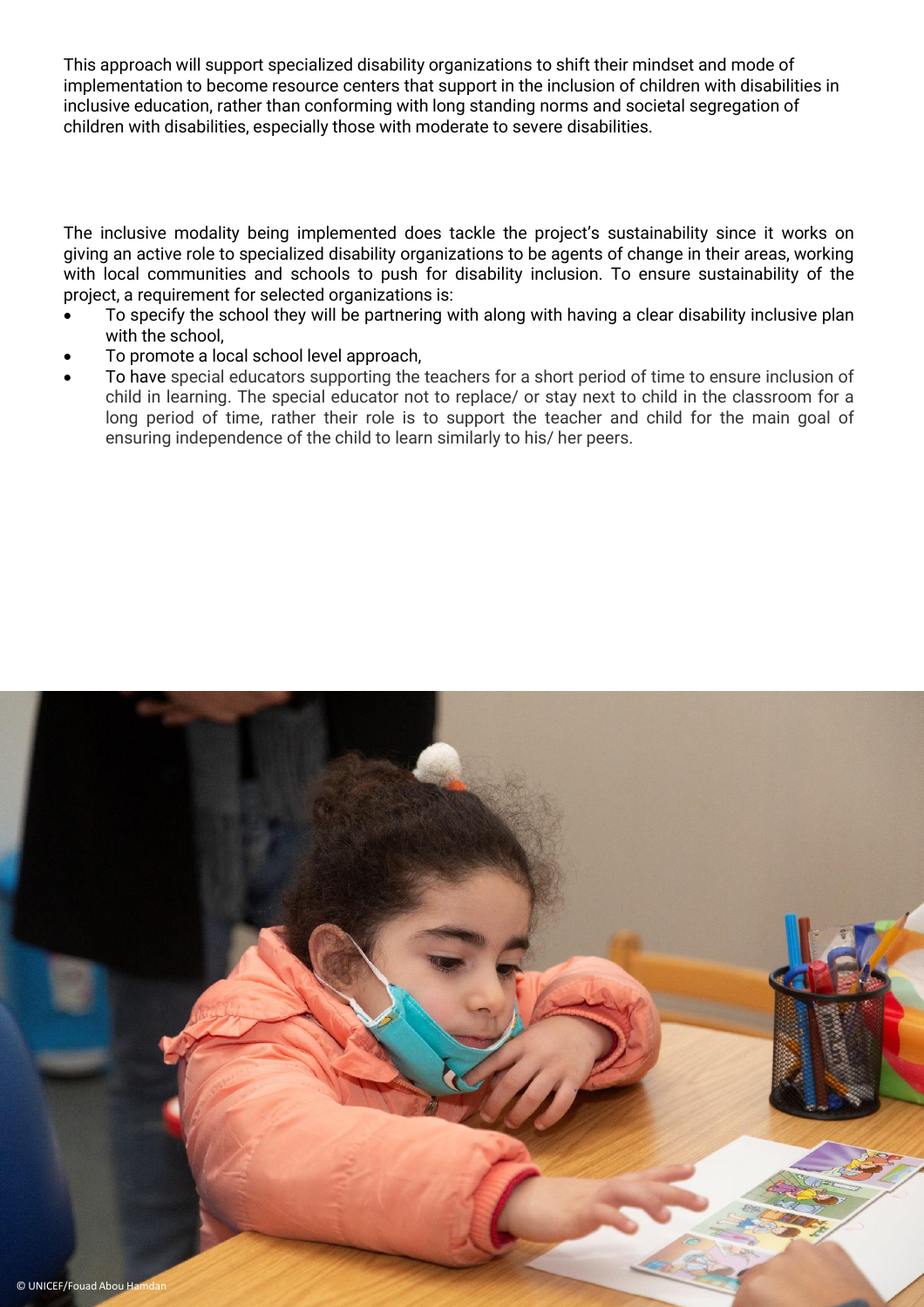This approach will support specialized disability organizations to shift their mindset and mode of implementation to become resource centers that support in the inclusion of children with disabilities in inclusive education, rather than conforming with long standing norms and societal segregation of children with disabilities, especially those with moderate to severe disabilities.

The inclusive modality being implemented does tackle the project's sustainability since it works on giving an active role to specialized disability organizations to be agents of change in their areas, working with local communities and schools to push for disability inclusion. To ensure sustainability of the project, a requirement for selected organizations is:

- To specify the school they will be partnering with along with having a clear disability inclusive plan with the school,
- To promote a local school level approach,
- To have special educators supporting the teachers for a short period of time to ensure inclusion of child in learning. The special educator not to replace/ or stay next to child in the classroom for a long period of time, rather their role is to support the teacher and child for the main goal of ensuring independence of the child to learn similarly to his/ her peers.

© UNICEF/Fouad Abou Hamdan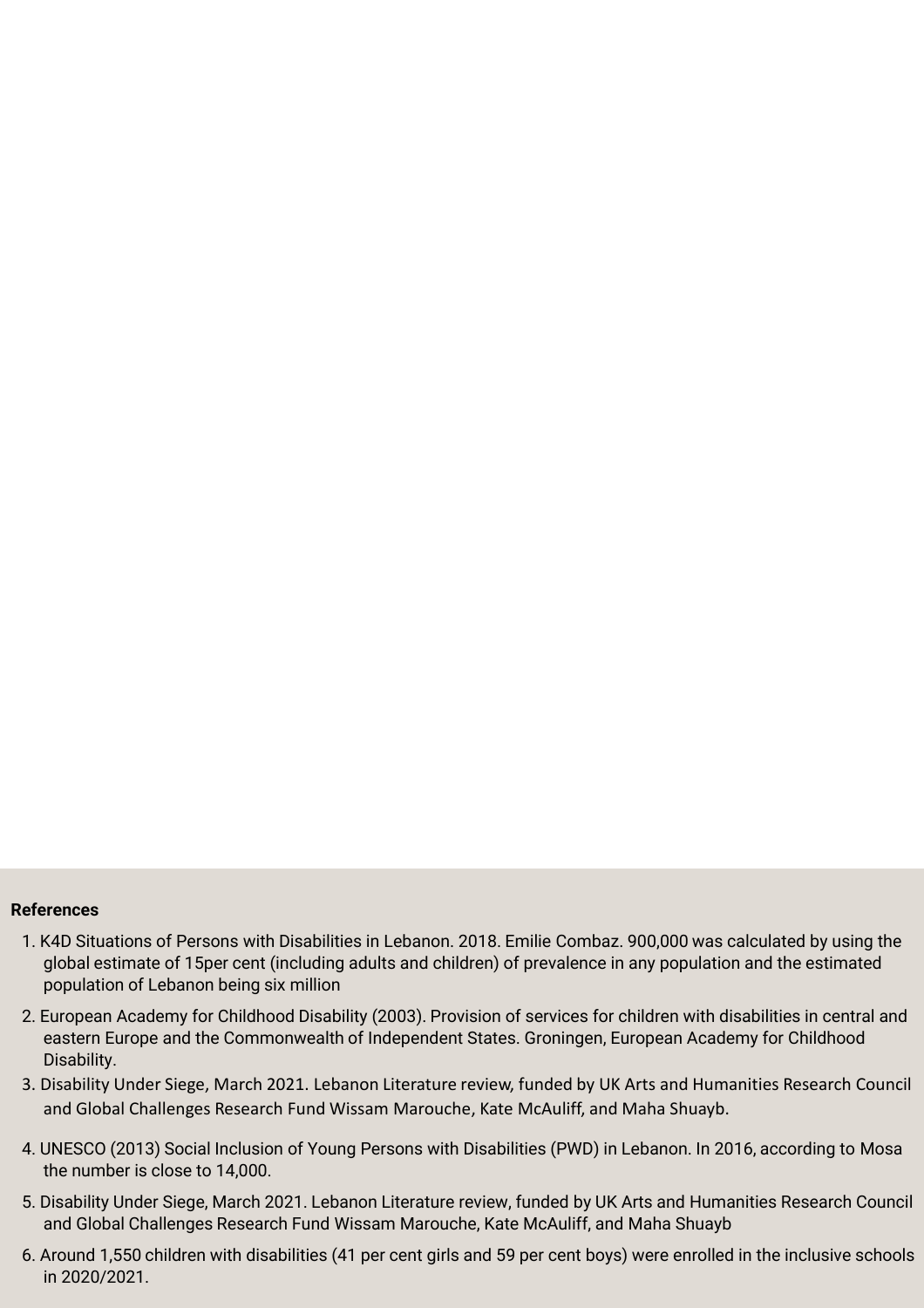**References**

1. K4D Situations of Persons with Disabilities in Lebanon. 2018. Emilie Combaz. 900,000 was calculated by using the global estimate of 15per cent (including adults and children) of prevalence in any population and the estimated population of Lebanon being six million
2. European Academy for Childhood Disability (2003). Provision of services for children with disabilities in central and eastern Europe and the Commonwealth of Independent States. Groningen, European Academy for Childhood Disability.
3. Disability Under Siege, March 2021. Lebanon Literature review, funded by UK Arts and Humanities Research Council and Global Challenges Research Fund Wissam Marouche, Kate McAuliff, and Maha Shuayb.
4. UNESCO (2013) Social Inclusion of Young Persons with Disabilities (PWD) in Lebanon. In 2016, according to Mosa the number is close to 14,000.
5. Disability Under Siege, March 2021. Lebanon Literature review, funded by UK Arts and Humanities Research Council and Global Challenges Research Fund Wissam Marouche, Kate McAuliff, and Maha Shuayb
6. Around 1,550 children with disabilities (41 per cent girls and 59 per cent boys) were enrolled in the inclusive schools in 2020/2021.